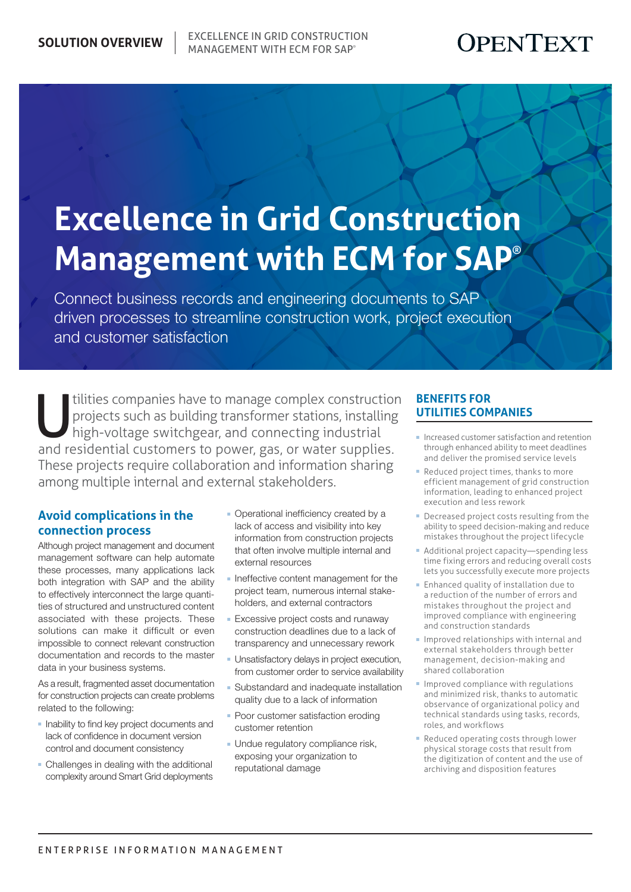# Excellence in Grid Construction Management with ECM for SAP®

Connect business records and engineering documents to SAP driven processes to streamline construction work, project execution and customer satisfaction

Utilities companies have to manage complex construction projects such as building transformer stations, installing high-voltage switchgear, and connecting industrial and residential customers to power, gas, or water supplies. These projects require collaboration and information sharing among multiple internal and external stakeholders.

## Avoid complications in the connection process

Although project management and document management software can help automate these processes, many applications lack both integration with SAP and the ability to effectively interconnect the large quantities of structured and unstructured content associated with these projects. These solutions can make it difficult or even impossible to connect relevant construction documentation and records to the master data in your business systems.

As a result, fragmented asset documentation for construction projects can create problems related to the following:

- Inability to find key project documents and lack of confidence in document version control and document consistency
- Challenges in dealing with the additional complexity around Smart Grid deployments
- Operational inefficiency created by a lack of access and visibility into key information from construction projects that often involve multiple internal and external resources
- Ineffective content management for the project team, numerous internal stakeholders, and external contractors
- Excessive project costs and runaway construction deadlines due to a lack of transparency and unnecessary rework
- Unsatisfactory delays in project execution, from customer order to service availability
- Substandard and inadequate installation quality due to a lack of information
- Poor customer satisfaction eroding customer retention
- Undue regulatory compliance risk, exposing your organization to reputational damage

## BENEFITS FOR UTILITIES COMPANIES

- Increased customer satisfaction and retention through enhanced ability to meet deadlines and deliver the promised service levels
- Reduced project times, thanks to more efficient management of grid construction information, leading to enhanced project execution and less rework
- Decreased project costs resulting from the ability to speed decision-making and reduce mistakes throughout the project lifecycle
- Additional project capacity—spending less time fixing errors and reducing overall costs lets you successfully execute more projects
- Enhanced quality of installation due to a reduction of the number of errors and mistakes throughout the project and improved compliance with engineering and construction standards
- Improved relationships with internal and external stakeholders through better management, decision-making and shared collaboration
- Improved compliance with regulations and minimized risk, thanks to automatic observance of organizational policy and technical standards using tasks, records, roles, and workflows
- Reduced operating costs through lower physical storage costs that result from the digitization of content and the use of archiving and disposition features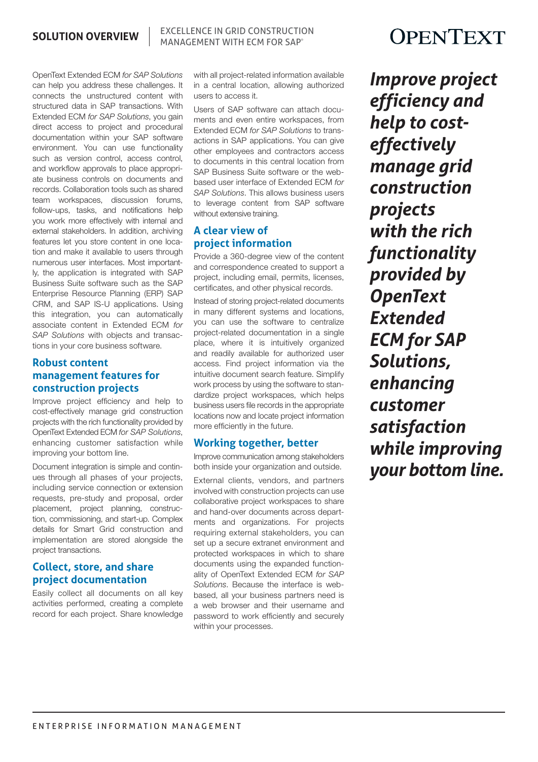OpenText Extended ECM *for SAP Solutions* can help you address these challenges. It connects the unstructured content with structured data in SAP transactions. With Extended ECM *for SAP Solutions*, you gain direct access to project and procedural documentation within your SAP software environment. You can use functionality such as version control, access control, and workflow approvals to place appropriate business controls on documents and records. Collaboration tools such as shared team workspaces, discussion forums, follow-ups, tasks, and notifications help you work more effectively with internal and external stakeholders. In addition, archiving features let you store content in one location and make it available to users through numerous user interfaces. Most importantly, the application is integrated with SAP Business Suite software such as the SAP Enterprise Resource Planning (ERP) SAP CRM, and SAP IS-U applications. Using this integration, you can automatically associate content in Extended ECM *for SAP Solutions* with objects and transactions in your core business software.

## Robust content management features for construction projects

Improve project efficiency and help to cost-effectively manage grid construction projects with the rich functionality provided by OpenText Extended ECM *for SAP Solutions*, enhancing customer satisfaction while improving your bottom line.

Document integration is simple and continues through all phases of your projects, including service connection or extension requests, pre-study and proposal, order placement, project planning, construction, commissioning, and start-up. Complex details for Smart Grid construction and implementation are stored alongside the project transactions.

## Collect, store, and share project documentation

Easily collect all documents on all key activities performed, creating a complete record for each project. Share knowledge with all project-related information available in a central location, allowing authorized users to access it.

Users of SAP software can attach documents and even entire workspaces, from Extended ECM *for SAP Solutions* to transactions in SAP applications. You can give other employees and contractors access to documents in this central location from SAP Business Suite software or the web-based user interface of Extended ECM *for SAP Solutions*. This allows business users to leverage content from SAP software without extensive training.

## A clear view of project information

Provide a 360-degree view of the content and correspondence created to support a project, including email, permits, licenses, certificates, and other physical records.

Instead of storing project-related documents in many different systems and locations, you can use the software to centralize project-related documentation in a single place, where it is intuitively organized and readily available for authorized user access. Find project information via the intuitive document search feature. Simplify work process by using the software to standardize project workspaces, which helps business users file records in the appropriate locations now and locate project information more efficiently in the future.

## Working together, better

Improve communication among stakeholders both inside your organization and outside.

External clients, vendors, and partners involved with construction projects can use collaborative project workspaces to share and hand-over documents across departments and organizations. For projects requiring external stakeholders, you can set up a secure extranet environment and protected workspaces in which to share documents using the expanded functionality of OpenText Extended ECM *for SAP Solutions*. Because the interface is web-based, all your business partners need is a web browser and their username and password to work efficiently and securely within your processes.

***Improve project efficiency and help to cost-effectively manage grid construction projects with the rich functionality provided by OpenText Extended ECM for SAP Solutions, enhancing customer satisfaction while improving your bottom line.***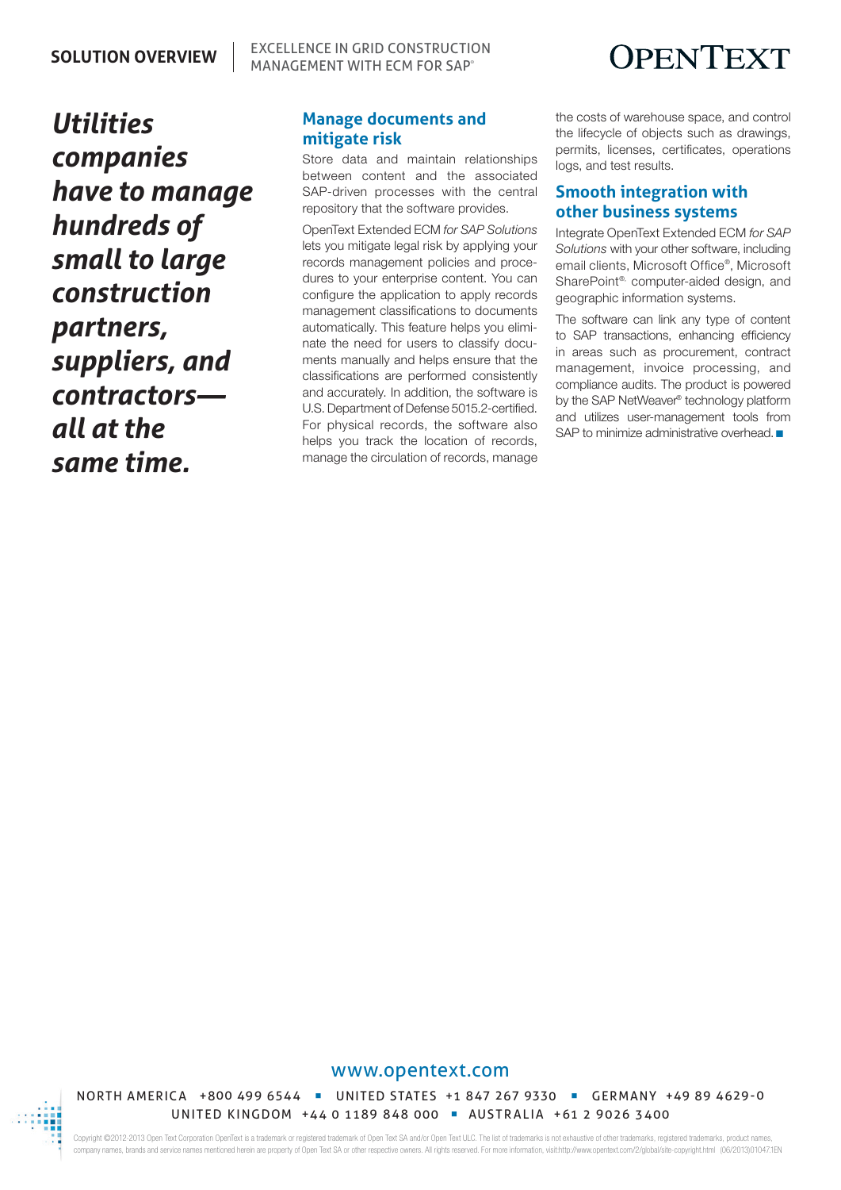*Utilities companies have to manage hundreds of small to large construction partners, suppliers, and contractors—all at the same time.*

## Manage documents and mitigate risk

Store data and maintain relationships between content and the associated SAP-driven processes with the central repository that the software provides.

OpenText Extended ECM *for SAP Solutions* lets you mitigate legal risk by applying your records management policies and procedures to your enterprise content. You can configure the application to apply records management classifications to documents automatically. This feature helps you eliminate the need for users to classify documents manually and helps ensure that the classifications are performed consistently and accurately. In addition, the software is U.S. Department of Defense 5015.2-certified. For physical records, the software also helps you track the location of records, manage the circulation of records, manage the costs of warehouse space, and control the lifecycle of objects such as drawings, permits, licenses, certificates, operations logs, and test results.

## Smooth integration with other business systems

Integrate OpenText Extended ECM *for SAP Solutions* with your other software, including email clients, Microsoft Office®, Microsoft SharePoint®, computer-aided design, and geographic information systems.

The software can link any type of content to SAP transactions, enhancing efficiency in areas such as procurement, contract management, invoice processing, and compliance audits. The product is powered by the SAP NetWeaver® technology platform and utilizes user-management tools from SAP to minimize administrative overhead. ■

www.opentext.com

NORTH AMERICA +800 499 6544 ■ UNITED STATES +1 847 267 9330 ■ GERMANY +49 89 4629-0
UNITED KINGDOM +44 0 1189 848 000 ■ AUSTRALIA +61 2 9026 3400

Copyright ©2012-2013 Open Text Corporation OpenText is a trademark or registered trademark of Open Text SA and/or Open Text ULC. The list of trademarks is not exhaustive of other trademarks, registered trademarks, product names, company names, brands and service names mentioned herein are property of Open Text SA or other respective owners. All rights reserved. For more information, visit:http://www.opentext.com/2/global/site-copyright.html (06/2013)01047.1EN